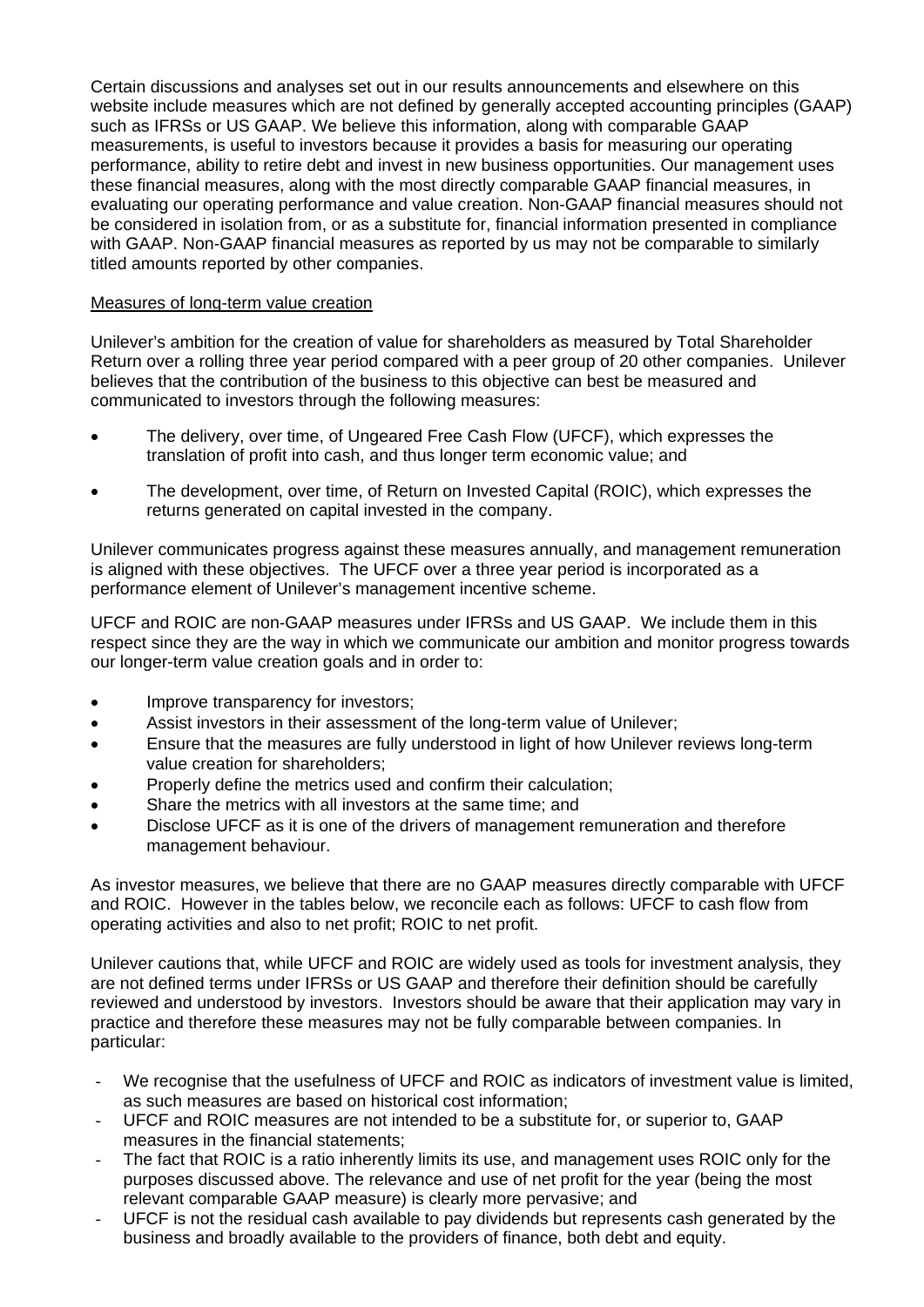Certain discussions and analyses set out in our results announcements and elsewhere on this website include measures which are not defined by generally accepted accounting principles (GAAP) such as IFRSs or US GAAP. We believe this information, along with comparable GAAP measurements, is useful to investors because it provides a basis for measuring our operating performance, ability to retire debt and invest in new business opportunities. Our management uses these financial measures, along with the most directly comparable GAAP financial measures, in evaluating our operating performance and value creation. Non-GAAP financial measures should not be considered in isolation from, or as a substitute for, financial information presented in compliance with GAAP. Non-GAAP financial measures as reported by us may not be comparable to similarly titled amounts reported by other companies.

## Measures of long-term value creation

Unilever's ambition for the creation of value for shareholders as measured by Total Shareholder Return over a rolling three year period compared with a peer group of 20 other companies. Unilever believes that the contribution of the business to this objective can best be measured and communicated to investors through the following measures:

- The delivery, over time, of Ungeared Free Cash Flow (UFCF), which expresses the translation of profit into cash, and thus longer term economic value; and
- The development, over time, of Return on Invested Capital (ROIC), which expresses the returns generated on capital invested in the company.

Unilever communicates progress against these measures annually, and management remuneration is aligned with these objectives. The UFCF over a three year period is incorporated as a performance element of Unilever's management incentive scheme.

UFCF and ROIC are non-GAAP measures under IFRSs and US GAAP. We include them in this respect since they are the way in which we communicate our ambition and monitor progress towards our longer-term value creation goals and in order to:

- Improve transparency for investors;
- Assist investors in their assessment of the long-term value of Unilever;
- Ensure that the measures are fully understood in light of how Unilever reviews long-term value creation for shareholders;
- Properly define the metrics used and confirm their calculation;
- Share the metrics with all investors at the same time; and
- Disclose UFCF as it is one of the drivers of management remuneration and therefore management behaviour.

As investor measures, we believe that there are no GAAP measures directly comparable with UFCF and ROIC. However in the tables below, we reconcile each as follows: UFCF to cash flow from operating activities and also to net profit; ROIC to net profit.

Unilever cautions that, while UFCF and ROIC are widely used as tools for investment analysis, they are not defined terms under IFRSs or US GAAP and therefore their definition should be carefully reviewed and understood by investors. Investors should be aware that their application may vary in practice and therefore these measures may not be fully comparable between companies. In particular:

- We recognise that the usefulness of UFCF and ROIC as indicators of investment value is limited, as such measures are based on historical cost information;
- UFCF and ROIC measures are not intended to be a substitute for, or superior to, GAAP measures in the financial statements;
- The fact that ROIC is a ratio inherently limits its use, and management uses ROIC only for the purposes discussed above. The relevance and use of net profit for the year (being the most relevant comparable GAAP measure) is clearly more pervasive; and
- UFCF is not the residual cash available to pay dividends but represents cash generated by the business and broadly available to the providers of finance, both debt and equity.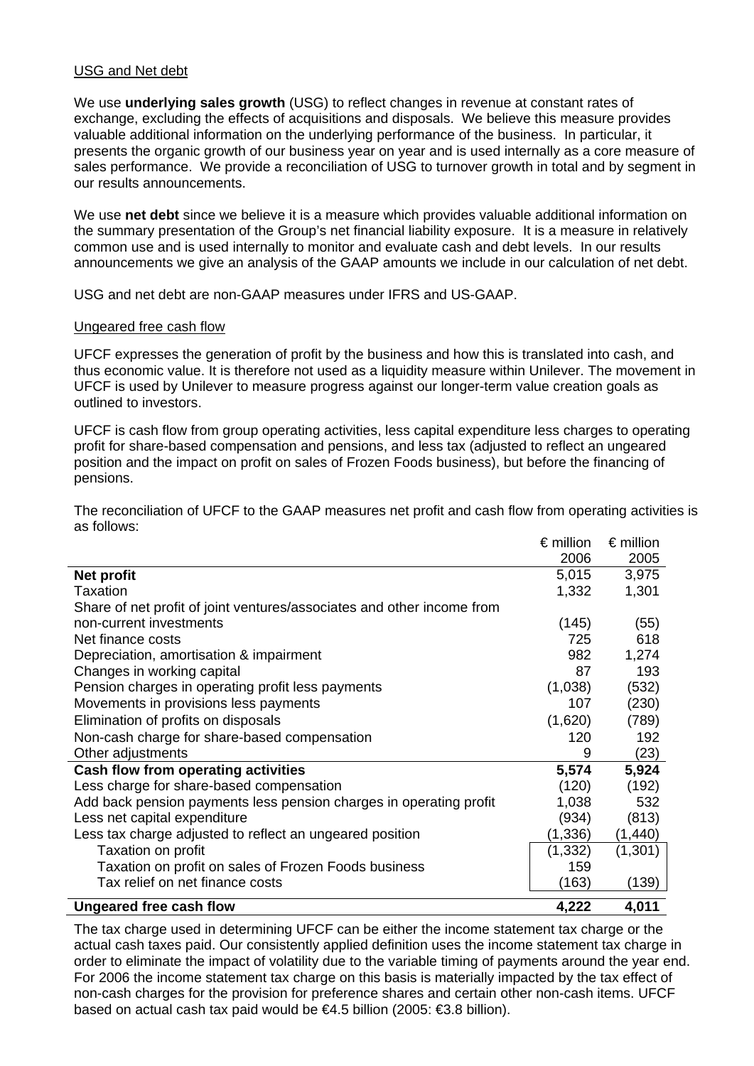USG and Net debt

We use **underlying sales growth** (USG) to reflect changes in revenue at constant rates of exchange, excluding the effects of acquisitions and disposals. We believe this measure provides valuable additional information on the underlying performance of the business. In particular, it presents the organic growth of our business year on year and is used internally as a core measure of sales performance. We provide a reconciliation of USG to turnover growth in total and by segment in our results announcements.

We use **net debt** since we believe it is a measure which provides valuable additional information on the summary presentation of the Group's net financial liability exposure. It is a measure in relatively common use and is used internally to monitor and evaluate cash and debt levels. In our results announcements we give an analysis of the GAAP amounts we include in our calculation of net debt.

USG and net debt are non-GAAP measures under IFRS and US-GAAP.

Ungeared free cash flow

UFCF expresses the generation of profit by the business and how this is translated into cash, and thus economic value. It is therefore not used as a liquidity measure within Unilever. The movement in UFCF is used by Unilever to measure progress against our longer-term value creation goals as outlined to investors.

UFCF is cash flow from group operating activities, less capital expenditure less charges to operating profit for share-based compensation and pensions, and less tax (adjusted to reflect an ungeared position and the impact on profit on sales of Frozen Foods business), but before the financing of pensions.

The reconciliation of UFCF to the GAAP measures net profit and cash flow from operating activities is as follows:

| | € million 2006 | € million 2005 |
|---|---|---|
| **Net profit** | 5,015 | 3,975 |
| Taxation | 1,332 | 1,301 |
| Share of net profit of joint ventures/associates and other income from non-current investments | (145) | (55) |
| Net finance costs | 725 | 618 |
| Depreciation, amortisation & impairment | 982 | 1,274 |
| Changes in working capital | 87 | 193 |
| Pension charges in operating profit less payments | (1,038) | (532) |
| Movements in provisions less payments | 107 | (230) |
| Elimination of profits on disposals | (1,620) | (789) |
| Non-cash charge for share-based compensation | 120 | 192 |
| Other adjustments | 9 | (23) |
| **Cash flow from operating activities** | **5,574** | **5,924** |
| Less charge for share-based compensation | (120) | (192) |
| Add back pension payments less pension charges in operating profit | 1,038 | 532 |
| Less net capital expenditure | (934) | (813) |
| Less tax charge adjusted to reflect an ungeared position | (1,336) | (1,440) |
| Taxation on profit | (1,332) | (1,301) |
| Taxation on profit on sales of Frozen Foods business | 159 | |
| Tax relief on net finance costs | (163) | (139) |
| **Ungeared free cash flow** | **4,222** | **4,011** |

The tax charge used in determining UFCF can be either the income statement tax charge or the actual cash taxes paid. Our consistently applied definition uses the income statement tax charge in order to eliminate the impact of volatility due to the variable timing of payments around the year end. For 2006 the income statement tax charge on this basis is materially impacted by the tax effect of non-cash charges for the provision for preference shares and certain other non-cash items. UFCF based on actual cash tax paid would be €4.5 billion (2005: €3.8 billion).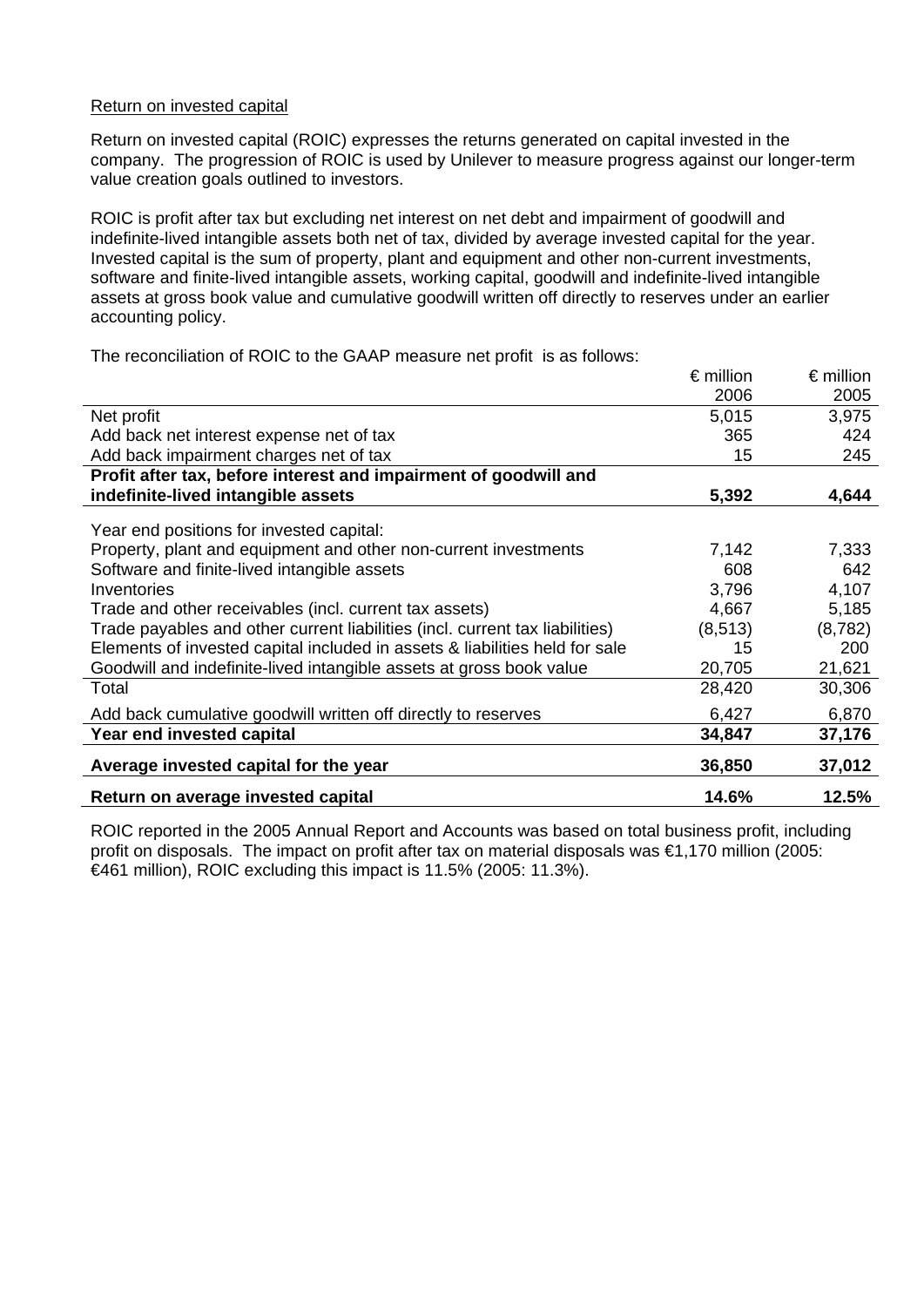Return on invested capital

Return on invested capital (ROIC) expresses the returns generated on capital invested in the company. The progression of ROIC is used by Unilever to measure progress against our longer-term value creation goals outlined to investors.

ROIC is profit after tax but excluding net interest on net debt and impairment of goodwill and indefinite-lived intangible assets both net of tax, divided by average invested capital for the year. Invested capital is the sum of property, plant and equipment and other non-current investments, software and finite-lived intangible assets, working capital, goodwill and indefinite-lived intangible assets at gross book value and cumulative goodwill written off directly to reserves under an earlier accounting policy.

The reconciliation of ROIC to the GAAP measure net profit is as follows:

| | € million 2006 | € million 2005 |
|---|---|---|
| Net profit | 5,015 | 3,975 |
| Add back net interest expense net of tax | 365 | 424 |
| Add back impairment charges net of tax | 15 | 245 |
| **Profit after tax, before interest and impairment of goodwill and indefinite-lived intangible assets** | **5,392** | **4,644** |
| Year end positions for invested capital: | | |
| Property, plant and equipment and other non-current investments | 7,142 | 7,333 |
| Software and finite-lived intangible assets | 608 | 642 |
| Inventories | 3,796 | 4,107 |
| Trade and other receivables (incl. current tax assets) | 4,667 | 5,185 |
| Trade payables and other current liabilities (incl. current tax liabilities) | (8,513) | (8,782) |
| Elements of invested capital included in assets & liabilities held for sale | 15 | 200 |
| Goodwill and indefinite-lived intangible assets at gross book value | 20,705 | 21,621 |
| Total | 28,420 | 30,306 |
| Add back cumulative goodwill written off directly to reserves | 6,427 | 6,870 |
| **Year end invested capital** | **34,847** | **37,176** |
| **Average invested capital for the year** | **36,850** | **37,012** |
| **Return on average invested capital** | **14.6%** | **12.5%** |

ROIC reported in the 2005 Annual Report and Accounts was based on total business profit, including profit on disposals. The impact on profit after tax on material disposals was €1,170 million (2005: €461 million), ROIC excluding this impact is 11.5% (2005: 11.3%).